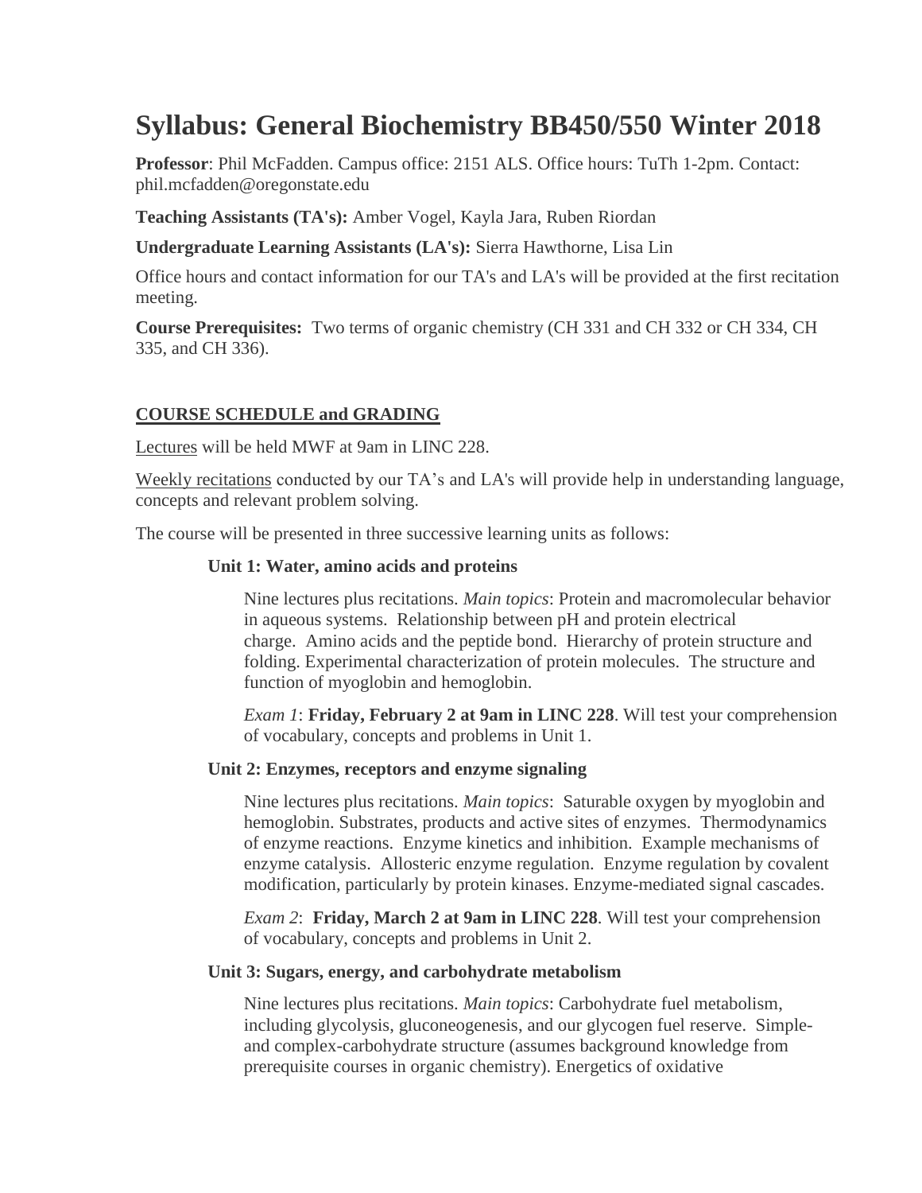# Syllabus: General Biochemistry BB450/550 Winter 2018

**Professor**: Phil McFadden. Campus office: 2151 ALS. Office hours: TuTh 1-2pm. Contact: phil.mcfadden@oregonstate.edu

**Teaching Assistants (TA's):** Amber Vogel, Kayla Jara, Ruben Riordan

**Undergraduate Learning Assistants (LA's):** Sierra Hawthorne, Lisa Lin

Office hours and contact information for our TA's and LA's will be provided at the first recitation meeting.

**Course Prerequisites:** Two terms of organic chemistry (CH 331 and CH 332 or CH 334, CH 335, and CH 336).

## COURSE SCHEDULE and GRADING

Lectures will be held MWF at 9am in LINC 228.

Weekly recitations conducted by our TA's and LA's will provide help in understanding language, concepts and relevant problem solving.

The course will be presented in three successive learning units as follows:

### Unit 1: Water, amino acids and proteins

Nine lectures plus recitations. *Main topics*: Protein and macromolecular behavior in aqueous systems. Relationship between pH and protein electrical charge. Amino acids and the peptide bond. Hierarchy of protein structure and folding. Experimental characterization of protein molecules. The structure and function of myoglobin and hemoglobin.

*Exam 1*: **Friday, February 2 at 9am in LINC 228**. Will test your comprehension of vocabulary, concepts and problems in Unit 1.

### Unit 2: Enzymes, receptors and enzyme signaling

Nine lectures plus recitations. *Main topics*: Saturable oxygen by myoglobin and hemoglobin. Substrates, products and active sites of enzymes. Thermodynamics of enzyme reactions. Enzyme kinetics and inhibition. Example mechanisms of enzyme catalysis. Allosteric enzyme regulation. Enzyme regulation by covalent modification, particularly by protein kinases. Enzyme-mediated signal cascades.

*Exam 2*: **Friday, March 2 at 9am in LINC 228**. Will test your comprehension of vocabulary, concepts and problems in Unit 2.

### Unit 3: Sugars, energy, and carbohydrate metabolism

Nine lectures plus recitations. *Main topics*: Carbohydrate fuel metabolism, including glycolysis, gluconeogenesis, and our glycogen fuel reserve. Simple- and complex-carbohydrate structure (assumes background knowledge from prerequisite courses in organic chemistry). Energetics of oxidative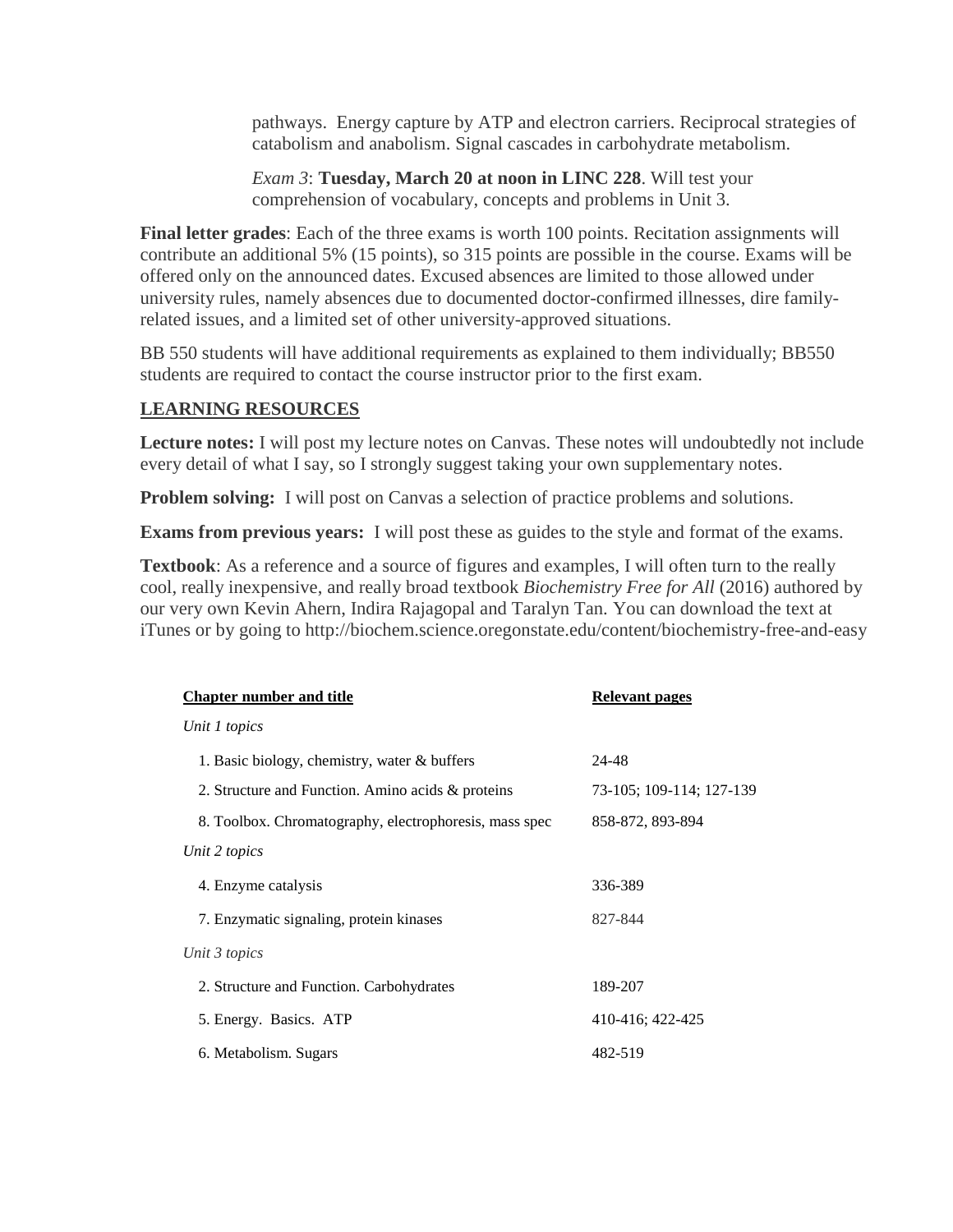pathways. Energy capture by ATP and electron carriers. Reciprocal strategies of catabolism and anabolism. Signal cascades in carbohydrate metabolism.

*Exam 3*: **Tuesday, March 20 at noon in LINC 228**. Will test your comprehension of vocabulary, concepts and problems in Unit 3.

**Final letter grades**: Each of the three exams is worth 100 points. Recitation assignments will contribute an additional 5% (15 points), so 315 points are possible in the course. Exams will be offered only on the announced dates. Excused absences are limited to those allowed under university rules, namely absences due to documented doctor-confirmed illnesses, dire family-related issues, and a limited set of other university-approved situations.

BB 550 students will have additional requirements as explained to them individually; BB550 students are required to contact the course instructor prior to the first exam.

## LEARNING RESOURCES

**Lecture notes:** I will post my lecture notes on Canvas. These notes will undoubtedly not include every detail of what I say, so I strongly suggest taking your own supplementary notes.

**Problem solving:** I will post on Canvas a selection of practice problems and solutions.

**Exams from previous years:** I will post these as guides to the style and format of the exams.

**Textbook**: As a reference and a source of figures and examples, I will often turn to the really cool, really inexpensive, and really broad textbook *Biochemistry Free for All* (2016) authored by our very own Kevin Ahern, Indira Rajagopal and Taralyn Tan. You can download the text at iTunes or by going to http://biochem.science.oregonstate.edu/content/biochemistry-free-and-easy

| Chapter number and title | Relevant pages |
|---|---|
| *Unit 1 topics* | |
| 1. Basic biology, chemistry, water & buffers | 24-48 |
| 2. Structure and Function. Amino acids & proteins | 73-105; 109-114; 127-139 |
| 8. Toolbox. Chromatography, electrophoresis, mass spec | 858-872, 893-894 |
| *Unit 2 topics* | |
| 4. Enzyme catalysis | 336-389 |
| 7. Enzymatic signaling, protein kinases | 827-844 |
| *Unit 3 topics* | |
| 2. Structure and Function. Carbohydrates | 189-207 |
| 5. Energy. Basics. ATP | 410-416; 422-425 |
| 6. Metabolism. Sugars | 482-519 |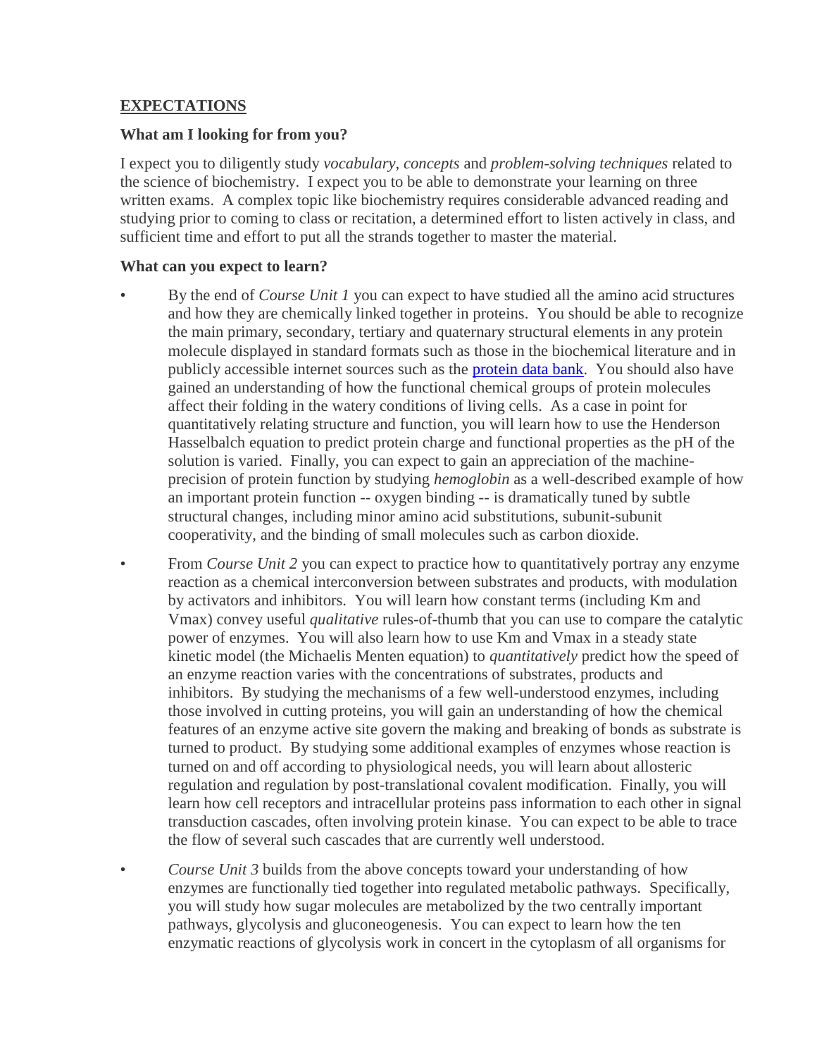## EXPECTATIONS

### What am I looking for from you?

I expect you to diligently study *vocabulary*, *concepts* and *problem-solving techniques* related to the science of biochemistry. I expect you to be able to demonstrate your learning on three written exams. A complex topic like biochemistry requires considerable advanced reading and studying prior to coming to class or recitation, a determined effort to listen actively in class, and sufficient time and effort to put all the strands together to master the material.

### What can you expect to learn?

- By the end of *Course Unit 1* you can expect to have studied all the amino acid structures and how they are chemically linked together in proteins. You should be able to recognize the main primary, secondary, tertiary and quaternary structural elements in any protein molecule displayed in standard formats such as those in the biochemical literature and in publicly accessible internet sources such as the protein data bank. You should also have gained an understanding of how the functional chemical groups of protein molecules affect their folding in the watery conditions of living cells. As a case in point for quantitatively relating structure and function, you will learn how to use the Henderson Hasselbalch equation to predict protein charge and functional properties as the pH of the solution is varied. Finally, you can expect to gain an appreciation of the machine-precision of protein function by studying *hemoglobin* as a well-described example of how an important protein function -- oxygen binding -- is dramatically tuned by subtle structural changes, including minor amino acid substitutions, subunit-subunit cooperativity, and the binding of small molecules such as carbon dioxide.
- From *Course Unit 2* you can expect to practice how to quantitatively portray any enzyme reaction as a chemical interconversion between substrates and products, with modulation by activators and inhibitors. You will learn how constant terms (including Km and Vmax) convey useful *qualitative* rules-of-thumb that you can use to compare the catalytic power of enzymes. You will also learn how to use Km and Vmax in a steady state kinetic model (the Michaelis Menten equation) to *quantitatively* predict how the speed of an enzyme reaction varies with the concentrations of substrates, products and inhibitors. By studying the mechanisms of a few well-understood enzymes, including those involved in cutting proteins, you will gain an understanding of how the chemical features of an enzyme active site govern the making and breaking of bonds as substrate is turned to product. By studying some additional examples of enzymes whose reaction is turned on and off according to physiological needs, you will learn about allosteric regulation and regulation by post-translational covalent modification. Finally, you will learn how cell receptors and intracellular proteins pass information to each other in signal transduction cascades, often involving protein kinase. You can expect to be able to trace the flow of several such cascades that are currently well understood.
- *Course Unit 3* builds from the above concepts toward your understanding of how enzymes are functionally tied together into regulated metabolic pathways. Specifically, you will study how sugar molecules are metabolized by the two centrally important pathways, glycolysis and gluconeogenesis. You can expect to learn how the ten enzymatic reactions of glycolysis work in concert in the cytoplasm of all organisms for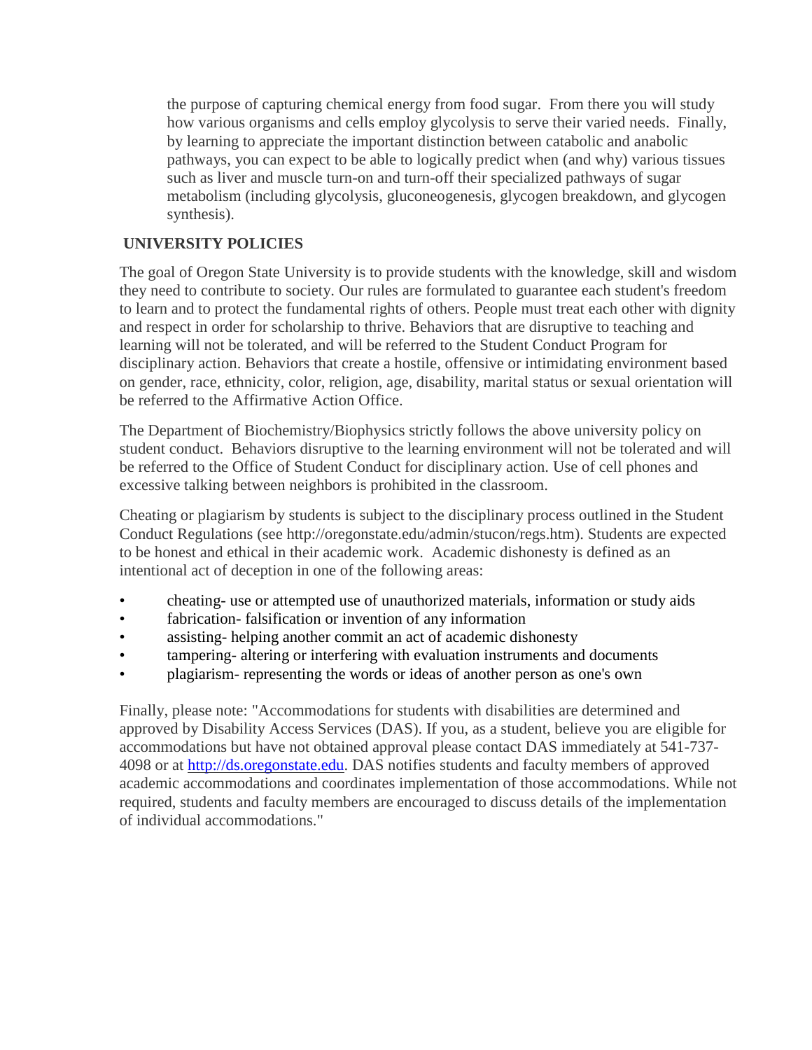the purpose of capturing chemical energy from food sugar. From there you will study how various organisms and cells employ glycolysis to serve their varied needs. Finally, by learning to appreciate the important distinction between catabolic and anabolic pathways, you can expect to be able to logically predict when (and why) various tissues such as liver and muscle turn-on and turn-off their specialized pathways of sugar metabolism (including glycolysis, gluconeogenesis, glycogen breakdown, and glycogen synthesis).

**UNIVERSITY POLICIES**

The goal of Oregon State University is to provide students with the knowledge, skill and wisdom they need to contribute to society. Our rules are formulated to guarantee each student's freedom to learn and to protect the fundamental rights of others. People must treat each other with dignity and respect in order for scholarship to thrive. Behaviors that are disruptive to teaching and learning will not be tolerated, and will be referred to the Student Conduct Program for disciplinary action. Behaviors that create a hostile, offensive or intimidating environment based on gender, race, ethnicity, color, religion, age, disability, marital status or sexual orientation will be referred to the Affirmative Action Office.

The Department of Biochemistry/Biophysics strictly follows the above university policy on student conduct. Behaviors disruptive to the learning environment will not be tolerated and will be referred to the Office of Student Conduct for disciplinary action. Use of cell phones and excessive talking between neighbors is prohibited in the classroom.

Cheating or plagiarism by students is subject to the disciplinary process outlined in the Student Conduct Regulations (see http://oregonstate.edu/admin/stucon/regs.htm). Students are expected to be honest and ethical in their academic work. Academic dishonesty is defined as an intentional act of deception in one of the following areas:

- cheating- use or attempted use of unauthorized materials, information or study aids
- fabrication- falsification or invention of any information
- assisting- helping another commit an act of academic dishonesty
- tampering- altering or interfering with evaluation instruments and documents
- plagiarism- representing the words or ideas of another person as one's own

Finally, please note: "Accommodations for students with disabilities are determined and approved by Disability Access Services (DAS). If you, as a student, believe you are eligible for accommodations but have not obtained approval please contact DAS immediately at 541-737-4098 or at http://ds.oregonstate.edu. DAS notifies students and faculty members of approved academic accommodations and coordinates implementation of those accommodations. While not required, students and faculty members are encouraged to discuss details of the implementation of individual accommodations."